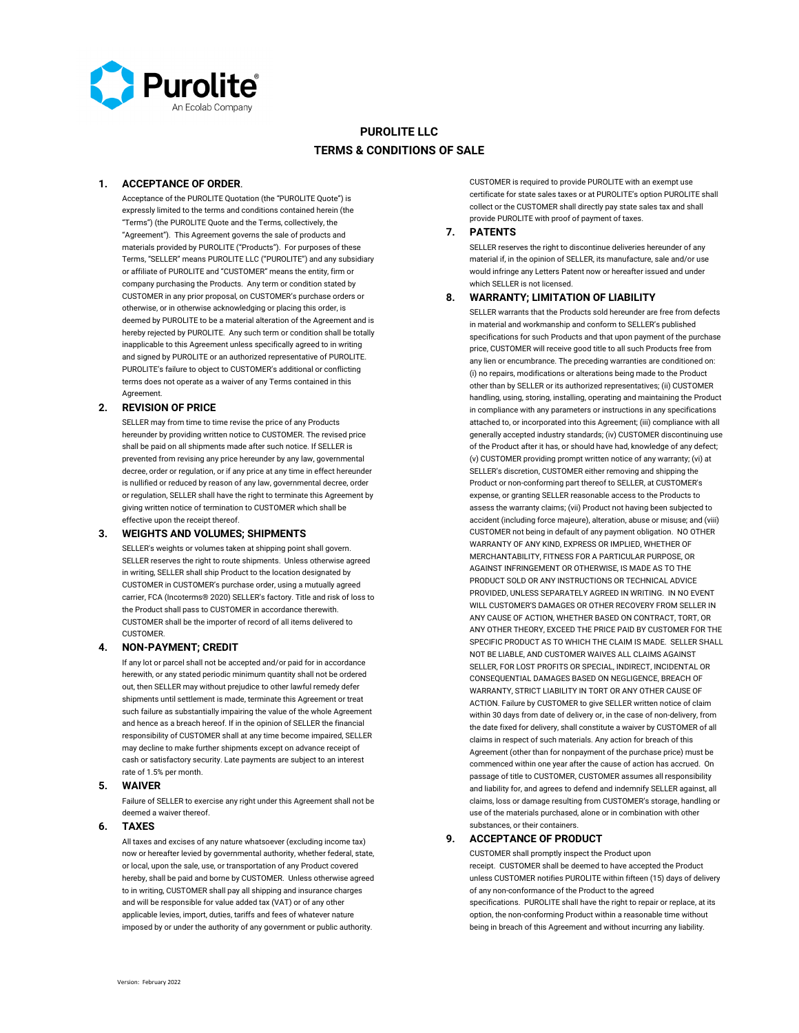Purolite®
An Ecolab Company

# PUROLITE LLC
# TERMS & CONDITIONS OF SALE

## 1. ACCEPTANCE OF ORDER.

Acceptance of the PUROLITE Quotation (the "PUROLITE Quote") is expressly limited to the terms and conditions contained herein (the "Terms") (the PUROLITE Quote and the Terms, collectively, the "Agreement"). This Agreement governs the sale of products and materials provided by PUROLITE ("Products"). For purposes of these Terms, "SELLER" means PUROLITE LLC ("PUROLITE") and any subsidiary or affiliate of PUROLITE and "CUSTOMER" means the entity, firm or company purchasing the Products. Any term or condition stated by CUSTOMER in any prior proposal, on CUSTOMER's purchase orders or otherwise, or in otherwise acknowledging or placing this order, is deemed by PUROLITE to be a material alteration of the Agreement and is hereby rejected by PUROLITE. Any such term or condition shall be totally inapplicable to this Agreement unless specifically agreed to in writing and signed by PUROLITE or an authorized representative of PUROLITE. PUROLITE's failure to object to CUSTOMER's additional or conflicting terms does not operate as a waiver of any Terms contained in this Agreement.

## 2. REVISION OF PRICE

SELLER may from time to time revise the price of any Products hereunder by providing written notice to CUSTOMER. The revised price shall be paid on all shipments made after such notice. If SELLER is prevented from revising any price hereunder by any law, governmental decree, order or regulation, or if any price at any time in effect hereunder is nullified or reduced by reason of any law, governmental decree, order or regulation, SELLER shall have the right to terminate this Agreement by giving written notice of termination to CUSTOMER which shall be effective upon the receipt thereof.

## 3. WEIGHTS AND VOLUMES; SHIPMENTS

SELLER's weights or volumes taken at shipping point shall govern. SELLER reserves the right to route shipments. Unless otherwise agreed in writing, SELLER shall ship Product to the location designated by CUSTOMER in CUSTOMER's purchase order, using a mutually agreed carrier, FCA (Incoterms® 2020) SELLER's factory. Title and risk of loss to the Product shall pass to CUSTOMER in accordance therewith. CUSTOMER shall be the importer of record of all items delivered to CUSTOMER.

## 4. NON-PAYMENT; CREDIT

If any lot or parcel shall not be accepted and/or paid for in accordance herewith, or any stated periodic minimum quantity shall not be ordered out, then SELLER may without prejudice to other lawful remedy defer shipments until settlement is made, terminate this Agreement or treat such failure as substantially impairing the value of the whole Agreement and hence as a breach hereof. If in the opinion of SELLER the financial responsibility of CUSTOMER shall at any time become impaired, SELLER may decline to make further shipments except on advance receipt of cash or satisfactory security. Late payments are subject to an interest rate of 1.5% per month.

## 5. WAIVER

Failure of SELLER to exercise any right under this Agreement shall not be deemed a waiver thereof.

## 6. TAXES

All taxes and excises of any nature whatsoever (excluding income tax) now or hereafter levied by governmental authority, whether federal, state, or local, upon the sale, use, or transportation of any Product covered hereby, shall be paid and borne by CUSTOMER. Unless otherwise agreed to in writing, CUSTOMER shall pay all shipping and insurance charges and will be responsible for value added tax (VAT) or of any other applicable levies, import, duties, tariffs and fees of whatever nature imposed by or under the authority of any government or public authority. CUSTOMER is required to provide PUROLITE with an exempt use certificate for state sales taxes or at PUROLITE's option PUROLITE shall collect or the CUSTOMER shall directly pay state sales tax and shall provide PUROLITE with proof of payment of taxes.

## 7. PATENTS

SELLER reserves the right to discontinue deliveries hereunder of any material if, in the opinion of SELLER, its manufacture, sale and/or use would infringe any Letters Patent now or hereafter issued and under which SELLER is not licensed.

## 8. WARRANTY; LIMITATION OF LIABILITY

SELLER warrants that the Products sold hereunder are free from defects in material and workmanship and conform to SELLER's published specifications for such Products and that upon payment of the purchase price, CUSTOMER will receive good title to all such Products free from any lien or encumbrance. The preceding warranties are conditioned on: (i) no repairs, modifications or alterations being made to the Product other than by SELLER or its authorized representatives; (ii) CUSTOMER handling, using, storing, installing, operating and maintaining the Product in compliance with any parameters or instructions in any specifications attached to, or incorporated into this Agreement; (iii) compliance with all generally accepted industry standards; (iv) CUSTOMER discontinuing use of the Product after it has, or should have had, knowledge of any defect; (v) CUSTOMER providing prompt written notice of any warranty; (vi) at SELLER's discretion, CUSTOMER either removing and shipping the Product or non-conforming part thereof to SELLER, at CUSTOMER's expense, or granting SELLER reasonable access to the Products to assess the warranty claims; (vii) Product not having been subjected to accident (including force majeure), alteration, abuse or misuse; and (viii) CUSTOMER not being in default of any payment obligation. NO OTHER WARRANTY OF ANY KIND, EXPRESS OR IMPLIED, WHETHER OF MERCHANTABILITY, FITNESS FOR A PARTICULAR PURPOSE, OR AGAINST INFRINGEMENT OR OTHERWISE, IS MADE AS TO THE PRODUCT SOLD OR ANY INSTRUCTIONS OR TECHNICAL ADVICE PROVIDED, UNLESS SEPARATELY AGREED IN WRITING. IN NO EVENT WILL CUSTOMER'S DAMAGES OR OTHER RECOVERY FROM SELLER IN ANY CAUSE OF ACTION, WHETHER BASED ON CONTRACT, TORT, OR ANY OTHER THEORY, EXCEED THE PRICE PAID BY CUSTOMER FOR THE SPECIFIC PRODUCT AS TO WHICH THE CLAIM IS MADE. SELLER SHALL NOT BE LIABLE, AND CUSTOMER WAIVES ALL CLAIMS AGAINST SELLER, FOR LOST PROFITS OR SPECIAL, INDIRECT, INCIDENTAL OR CONSEQUENTIAL DAMAGES BASED ON NEGLIGENCE, BREACH OF WARRANTY, STRICT LIABILITY IN TORT OR ANY OTHER CAUSE OF ACTION. Failure by CUSTOMER to give SELLER written notice of claim within 30 days from date of delivery or, in the case of non-delivery, from the date fixed for delivery, shall constitute a waiver by CUSTOMER of all claims in respect of such materials. Any action for breach of this Agreement (other than for nonpayment of the purchase price) must be commenced within one year after the cause of action has accrued. On passage of title to CUSTOMER, CUSTOMER assumes all responsibility and liability for, and agrees to defend and indemnify SELLER against, all claims, loss or damage resulting from CUSTOMER's storage, handling or use of the materials purchased, alone or in combination with other substances, or their containers.

## 9. ACCEPTANCE OF PRODUCT

CUSTOMER shall promptly inspect the Product upon receipt. CUSTOMER shall be deemed to have accepted the Product unless CUSTOMER notifies PUROLITE within fifteen (15) days of delivery of any non-conformance of the Product to the agreed specifications. PUROLITE shall have the right to repair or replace, at its option, the non-conforming Product within a reasonable time without being in breach of this Agreement and without incurring any liability.

Version: February 2022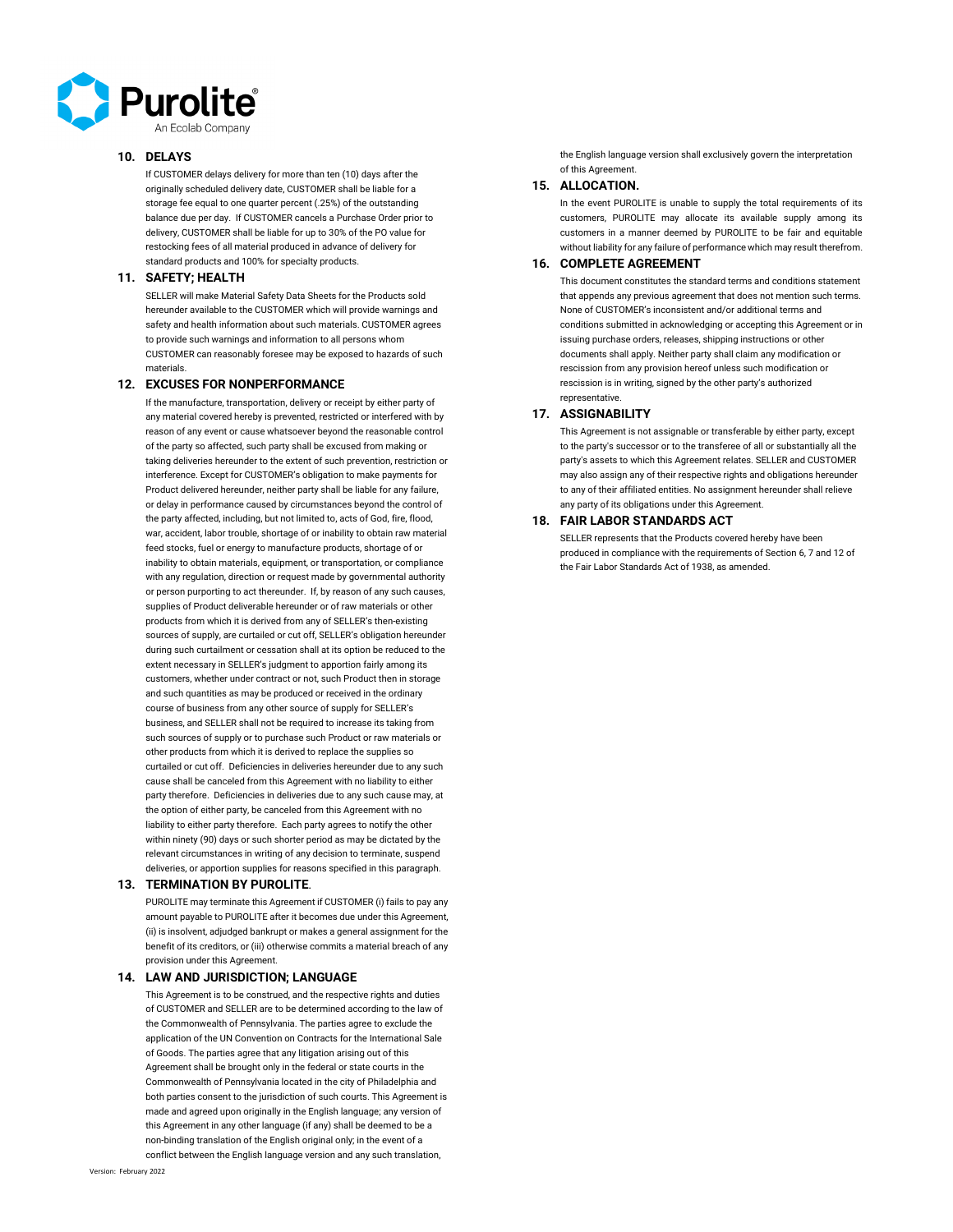## 10. DELAYS

If CUSTOMER delays delivery for more than ten (10) days after the originally scheduled delivery date, CUSTOMER shall be liable for a storage fee equal to one quarter percent (.25%) of the outstanding balance due per day. If CUSTOMER cancels a Purchase Order prior to delivery, CUSTOMER shall be liable for up to 30% of the PO value for restocking fees of all material produced in advance of delivery for standard products and 100% for specialty products.

## 11. SAFETY; HEALTH

SELLER will make Material Safety Data Sheets for the Products sold hereunder available to the CUSTOMER which will provide warnings and safety and health information about such materials. CUSTOMER agrees to provide such warnings and information to all persons whom CUSTOMER can reasonably foresee may be exposed to hazards of such materials.

## 12. EXCUSES FOR NONPERFORMANCE

If the manufacture, transportation, delivery or receipt by either party of any material covered hereby is prevented, restricted or interfered with by reason of any event or cause whatsoever beyond the reasonable control of the party so affected, such party shall be excused from making or taking deliveries hereunder to the extent of such prevention, restriction or interference. Except for CUSTOMER's obligation to make payments for Product delivered hereunder, neither party shall be liable for any failure, or delay in performance caused by circumstances beyond the control of the party affected, including, but not limited to, acts of God, fire, flood, war, accident, labor trouble, shortage of or inability to obtain raw material feed stocks, fuel or energy to manufacture products, shortage of or inability to obtain materials, equipment, or transportation, or compliance with any regulation, direction or request made by governmental authority or person purporting to act thereunder. If, by reason of any such causes, supplies of Product deliverable hereunder or of raw materials or other products from which it is derived from any of SELLER's then-existing sources of supply, are curtailed or cut off, SELLER's obligation hereunder during such curtailment or cessation shall at its option be reduced to the extent necessary in SELLER's judgment to apportion fairly among its customers, whether under contract or not, such Product then in storage and such quantities as may be produced or received in the ordinary course of business from any other source of supply for SELLER's business, and SELLER shall not be required to increase its taking from such sources of supply or to purchase such Product or raw materials or other products from which it is derived to replace the supplies so curtailed or cut off. Deficiencies in deliveries hereunder due to any such cause shall be canceled from this Agreement with no liability to either party therefore. Deficiencies in deliveries due to any such cause may, at the option of either party, be canceled from this Agreement with no liability to either party therefore. Each party agrees to notify the other within ninety (90) days or such shorter period as may be dictated by the relevant circumstances in writing of any decision to terminate, suspend deliveries, or apportion supplies for reasons specified in this paragraph.

## 13. TERMINATION BY PUROLITE.

PUROLITE may terminate this Agreement if CUSTOMER (i) fails to pay any amount payable to PUROLITE after it becomes due under this Agreement, (ii) is insolvent, adjudged bankrupt or makes a general assignment for the benefit of its creditors, or (iii) otherwise commits a material breach of any provision under this Agreement.

## 14. LAW AND JURISDICTION; LANGUAGE

This Agreement is to be construed, and the respective rights and duties of CUSTOMER and SELLER are to be determined according to the law of the Commonwealth of Pennsylvania. The parties agree to exclude the application of the UN Convention on Contracts for the International Sale of Goods. The parties agree that any litigation arising out of this Agreement shall be brought only in the federal or state courts in the Commonwealth of Pennsylvania located in the city of Philadelphia and both parties consent to the jurisdiction of such courts. This Agreement is made and agreed upon originally in the English language; any version of this Agreement in any other language (if any) shall be deemed to be a non-binding translation of the English original only; in the event of a conflict between the English language version and any such translation, the English language version shall exclusively govern the interpretation of this Agreement.

## 15. ALLOCATION.

In the event PUROLITE is unable to supply the total requirements of its customers, PUROLITE may allocate its available supply among its customers in a manner deemed by PUROLITE to be fair and equitable without liability for any failure of performance which may result therefrom.

## 16. COMPLETE AGREEMENT

This document constitutes the standard terms and conditions statement that appends any previous agreement that does not mention such terms. None of CUSTOMER's inconsistent and/or additional terms and conditions submitted in acknowledging or accepting this Agreement or in issuing purchase orders, releases, shipping instructions or other documents shall apply. Neither party shall claim any modification or rescission from any provision hereof unless such modification or rescission is in writing, signed by the other party's authorized representative.

## 17. ASSIGNABILITY

This Agreement is not assignable or transferable by either party, except to the party's successor or to the transferee of all or substantially all the party's assets to which this Agreement relates. SELLER and CUSTOMER may also assign any of their respective rights and obligations hereunder to any of their affiliated entities. No assignment hereunder shall relieve any party of its obligations under this Agreement.

## 18. FAIR LABOR STANDARDS ACT

SELLER represents that the Products covered hereby have been produced in compliance with the requirements of Section 6, 7 and 12 of the Fair Labor Standards Act of 1938, as amended.

Version: February 2022